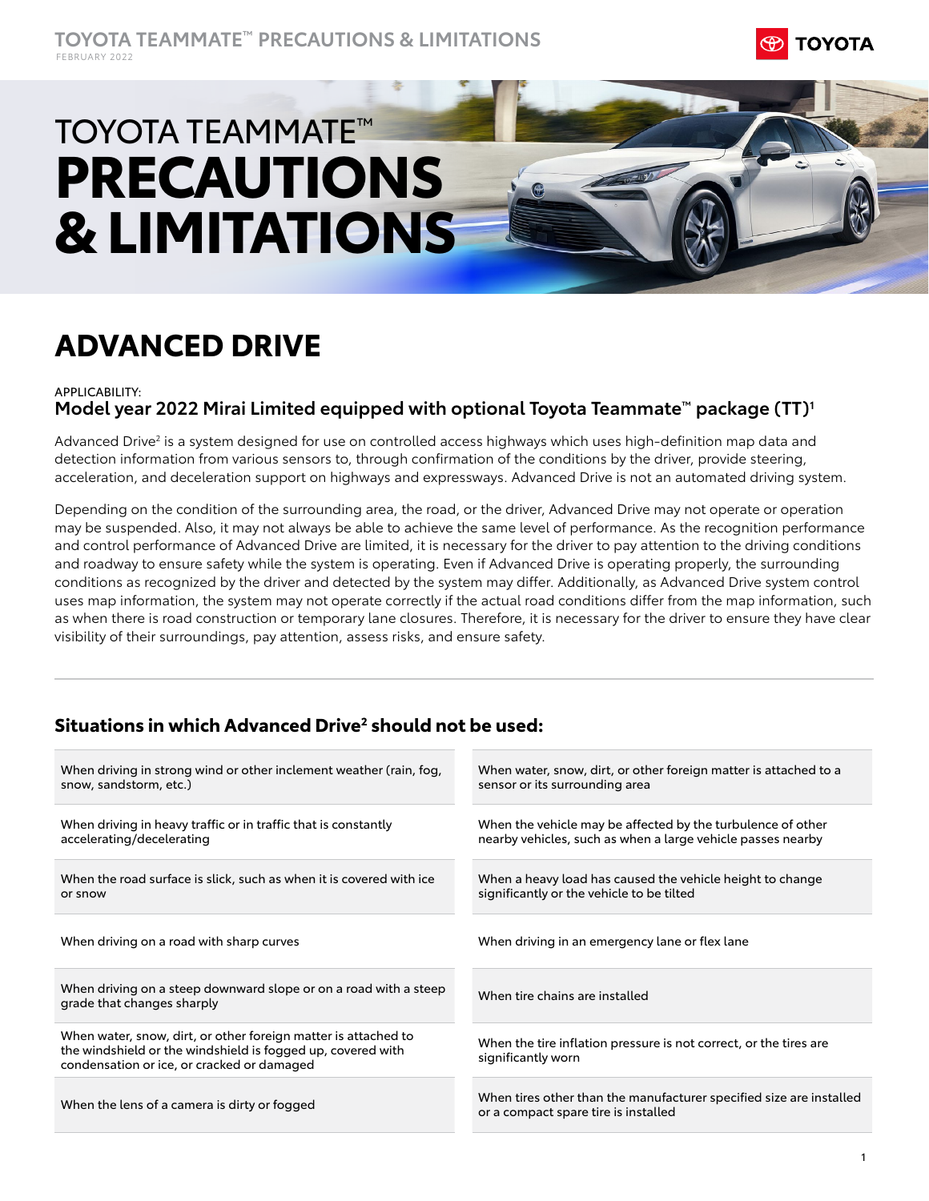# TOYOTA TEAMMATE™ PRECAUTIONS & LIMITATIONS

FEBRUARY 2022

## ADVANCED DRIVE

APPLICABILITY:

**Model year 2022 Mirai Limited equipped with optional Toyota Teammate™ package (TT)[1]**

Advanced Drive[2] is a system designed for use on controlled access highways which uses high-definition map data and detection information from various sensors to, through confirmation of the conditions by the driver, provide steering, acceleration, and deceleration support on highways and expressways. Advanced Drive is not an automated driving system.

Depending on the condition of the surrounding area, the road, or the driver, Advanced Drive may not operate or operation may be suspended. Also, it may not always be able to achieve the same level of performance. As the recognition performance and control performance of Advanced Drive are limited, it is necessary for the driver to pay attention to the driving conditions and roadway to ensure safety while the system is operating. Even if Advanced Drive is operating properly, the surrounding conditions as recognized by the driver and detected by the system may differ. Additionally, as Advanced Drive system control uses map information, the system may not operate correctly if the actual road conditions differ from the map information, such as when there is road construction or temporary lane closures. Therefore, it is necessary for the driver to ensure they have clear visibility of their surroundings, pay attention, assess risks, and ensure safety.

### Situations in which Advanced Drive[2] should not be used:

- When driving in strong wind or other inclement weather (rain, fog, snow, sandstorm, etc.)
- When driving in heavy traffic or in traffic that is constantly accelerating/decelerating
- When the road surface is slick, such as when it is covered with ice or snow
- When driving on a road with sharp curves
- When driving on a steep downward slope or on a road with a steep grade that changes sharply
- When water, snow, dirt, or other foreign matter is attached to the windshield or the windshield is fogged up, covered with condensation or ice, or cracked or damaged
- When the lens of a camera is dirty or fogged
- When water, snow, dirt, or other foreign matter is attached to a sensor or its surrounding area
- When the vehicle may be affected by the turbulence of other nearby vehicles, such as when a large vehicle passes nearby
- When a heavy load has caused the vehicle height to change significantly or the vehicle to be tilted
- When driving in an emergency lane or flex lane
- When tire chains are installed
- When the tire inflation pressure is not correct, or the tires are significantly worn
- When tires other than the manufacturer specified size are installed or a compact spare tire is installed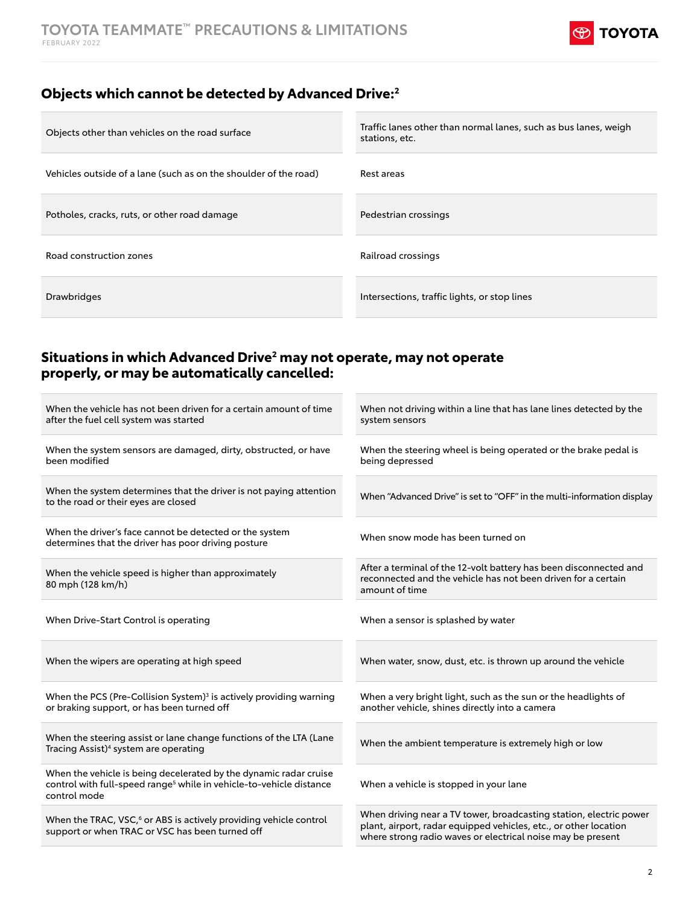## Objects which cannot be detected by Advanced Drive:[2]

| | |
|---|---|
| Objects other than vehicles on the road surface | Traffic lanes other than normal lanes, such as bus lanes, weigh stations, etc. |
| Vehicles outside of a lane (such as on the shoulder of the road) | Rest areas |
| Potholes, cracks, ruts, or other road damage | Pedestrian crossings |
| Road construction zones | Railroad crossings |
| Drawbridges | Intersections, traffic lights, or stop lines |

## Situations in which Advanced Drive[2] may not operate, may not operate properly, or may be automatically cancelled:

| | |
|---|---|
| When the vehicle has not been driven for a certain amount of time after the fuel cell system was started | When not driving within a line that has lane lines detected by the system sensors |
| When the system sensors are damaged, dirty, obstructed, or have been modified | When the steering wheel is being operated or the brake pedal is being depressed |
| When the system determines that the driver is not paying attention to the road or their eyes are closed | When "Advanced Drive" is set to "OFF" in the multi-information display |
| When the driver's face cannot be detected or the system determines that the driver has poor driving posture | When snow mode has been turned on |
| When the vehicle speed is higher than approximately 80 mph (128 km/h) | After a terminal of the 12-volt battery has been disconnected and reconnected and the vehicle has not been driven for a certain amount of time |
| When Drive-Start Control is operating | When a sensor is splashed by water |
| When the wipers are operating at high speed | When water, snow, dust, etc. is thrown up around the vehicle |
| When the PCS (Pre-Collision System)[3] is actively providing warning or braking support, or has been turned off | When a very bright light, such as the sun or the headlights of another vehicle, shines directly into a camera |
| When the steering assist or lane change functions of the LTA (Lane Tracing Assist)[4] system are operating | When the ambient temperature is extremely high or low |
| When the vehicle is being decelerated by the dynamic radar cruise control with full-speed range[5] while in vehicle-to-vehicle distance control mode | When a vehicle is stopped in your lane |
| When the TRAC, VSC,[6] or ABS is actively providing vehicle control support or when TRAC or VSC has been turned off | When driving near a TV tower, broadcasting station, electric power plant, airport, radar equipped vehicles, etc., or other location where strong radio waves or electrical noise may be present |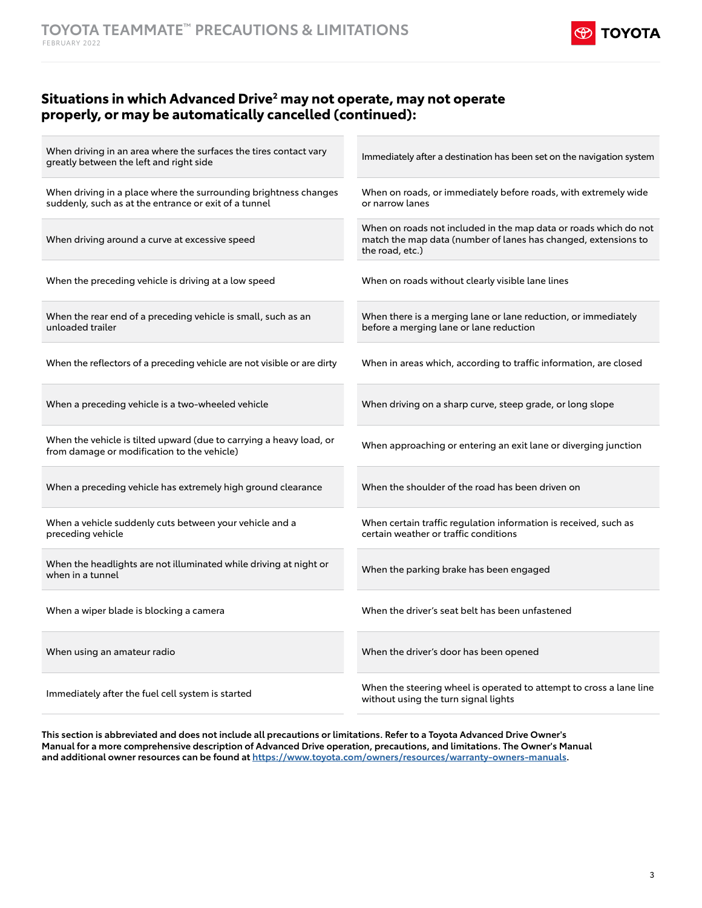## Situations in which Advanced Drive[2] may not operate, may not operate properly, or may be automatically cancelled (continued):

| | |
|---|---|
| When driving in an area where the surfaces the tires contact vary greatly between the left and right side | Immediately after a destination has been set on the navigation system |
| When driving in a place where the surrounding brightness changes suddenly, such as at the entrance or exit of a tunnel | When on roads, or immediately before roads, with extremely wide or narrow lanes |
| When driving around a curve at excessive speed | When on roads not included in the map data or roads which do not match the map data (number of lanes has changed, extensions to the road, etc.) |
| When the preceding vehicle is driving at a low speed | When on roads without clearly visible lane lines |
| When the rear end of a preceding vehicle is small, such as an unloaded trailer | When there is a merging lane or lane reduction, or immediately before a merging lane or lane reduction |
| When the reflectors of a preceding vehicle are not visible or are dirty | When in areas which, according to traffic information, are closed |
| When a preceding vehicle is a two-wheeled vehicle | When driving on a sharp curve, steep grade, or long slope |
| When the vehicle is tilted upward (due to carrying a heavy load, or from damage or modification to the vehicle) | When approaching or entering an exit lane or diverging junction |
| When a preceding vehicle has extremely high ground clearance | When the shoulder of the road has been driven on |
| When a vehicle suddenly cuts between your vehicle and a preceding vehicle | When certain traffic regulation information is received, such as certain weather or traffic conditions |
| When the headlights are not illuminated while driving at night or when in a tunnel | When the parking brake has been engaged |
| When a wiper blade is blocking a camera | When the driver's seat belt has been unfastened |
| When using an amateur radio | When the driver's door has been opened |
| Immediately after the fuel cell system is started | When the steering wheel is operated to attempt to cross a lane line without using the turn signal lights |

**This section is abbreviated and does not include all precautions or limitations. Refer to a Toyota Advanced Drive Owner's Manual for a more comprehensive description of Advanced Drive operation, precautions, and limitations. The Owner's Manual and additional owner resources can be found at https://www.toyota.com/owners/resources/warranty-owners-manuals.**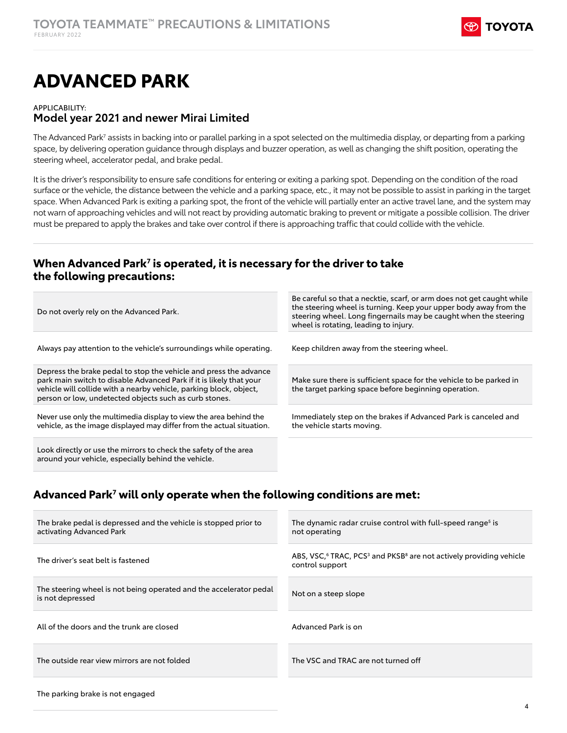# ADVANCED PARK

APPLICABILITY:

**Model year 2021 and newer Mirai Limited**

The Advanced Park[7] assists in backing into or parallel parking in a spot selected on the multimedia display, or departing from a parking space, by delivering operation guidance through displays and buzzer operation, as well as changing the shift position, operating the steering wheel, accelerator pedal, and brake pedal.

It is the driver's responsibility to ensure safe conditions for entering or exiting a parking spot. Depending on the condition of the road surface or the vehicle, the distance between the vehicle and a parking space, etc., it may not be possible to assist in parking in the target space. When Advanced Park is exiting a parking spot, the front of the vehicle will partially enter an active travel lane, and the system may not warn of approaching vehicles and will not react by providing automatic braking to prevent or mitigate a possible collision. The driver must be prepared to apply the brakes and take over control if there is approaching traffic that could collide with the vehicle.

## When Advanced Park[7] is operated, it is necessary for the driver to take the following precautions:

- Do not overly rely on the Advanced Park.
- Always pay attention to the vehicle's surroundings while operating.
- Depress the brake pedal to stop the vehicle and press the advance park main switch to disable Advanced Park if it is likely that your vehicle will collide with a nearby vehicle, parking block, object, person or low, undetected objects such as curb stones.
- Never use only the multimedia display to view the area behind the vehicle, as the image displayed may differ from the actual situation.
- Look directly or use the mirrors to check the safety of the area around your vehicle, especially behind the vehicle.
- Be careful so that a necktie, scarf, or arm does not get caught while the steering wheel is turning. Keep your upper body away from the steering wheel. Long fingernails may be caught when the steering wheel is rotating, leading to injury.
- Keep children away from the steering wheel.
- Make sure there is sufficient space for the vehicle to be parked in the target parking space before beginning operation.
- Immediately step on the brakes if Advanced Park is canceled and the vehicle starts moving.

## Advanced Park[7] will only operate when the following conditions are met:

- The brake pedal is depressed and the vehicle is stopped prior to activating Advanced Park
- The driver's seat belt is fastened
- The steering wheel is not being operated and the accelerator pedal is not depressed
- All of the doors and the trunk are closed
- The outside rear view mirrors are not folded
- The parking brake is not engaged
- The dynamic radar cruise control with full-speed range[5] is not operating
- ABS, VSC,[6] TRAC, PCS[3] and PKSB[8] are not actively providing vehicle control support
- Not on a steep slope
- Advanced Park is on
- The VSC and TRAC are not turned off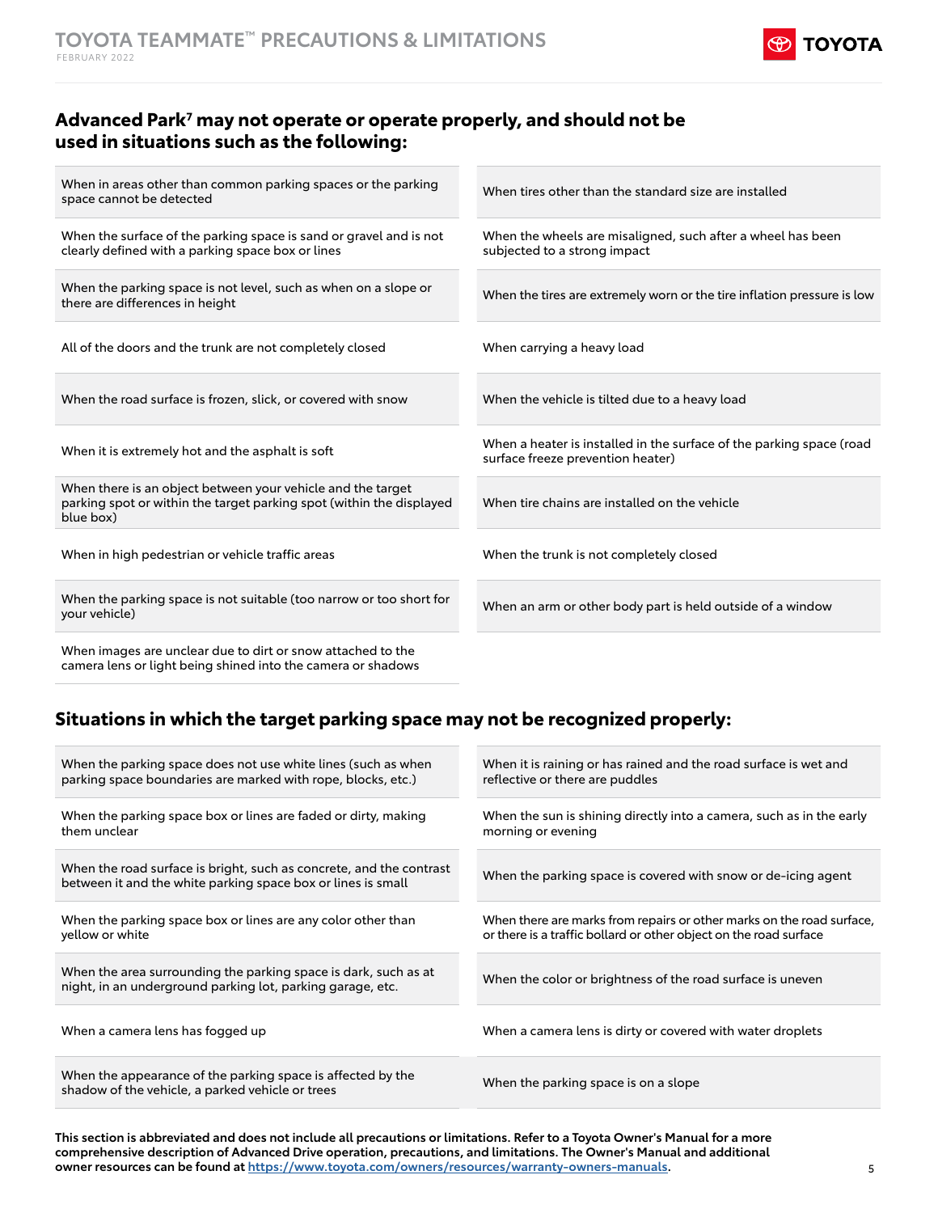## Advanced Park[7] may not operate or operate properly, and should not be used in situations such as the following:

| | |
|---|---|
| When in areas other than common parking spaces or the parking space cannot be detected | When tires other than the standard size are installed |
| When the surface of the parking space is sand or gravel and is not clearly defined with a parking space box or lines | When the wheels are misaligned, such after a wheel has been subjected to a strong impact |
| When the parking space is not level, such as when on a slope or there are differences in height | When the tires are extremely worn or the tire inflation pressure is low |
| All of the doors and the trunk are not completely closed | When carrying a heavy load |
| When the road surface is frozen, slick, or covered with snow | When the vehicle is tilted due to a heavy load |
| When it is extremely hot and the asphalt is soft | When a heater is installed in the surface of the parking space (road surface freeze prevention heater) |
| When there is an object between your vehicle and the target parking spot or within the target parking spot (within the displayed blue box) | When tire chains are installed on the vehicle |
| When in high pedestrian or vehicle traffic areas | When the trunk is not completely closed |
| When the parking space is not suitable (too narrow or too short for your vehicle) | When an arm or other body part is held outside of a window |
| When images are unclear due to dirt or snow attached to the camera lens or light being shined into the camera or shadows | |

## Situations in which the target parking space may not be recognized properly:

| | |
|---|---|
| When the parking space does not use white lines (such as when parking space boundaries are marked with rope, blocks, etc.) | When it is raining or has rained and the road surface is wet and reflective or there are puddles |
| When the parking space box or lines are faded or dirty, making them unclear | When the sun is shining directly into a camera, such as in the early morning or evening |
| When the road surface is bright, such as concrete, and the contrast between it and the white parking space box or lines is small | When the parking space is covered with snow or de-icing agent |
| When the parking space box or lines are any color other than yellow or white | When there are marks from repairs or other marks on the road surface, or there is a traffic bollard or other object on the road surface |
| When the area surrounding the parking space is dark, such as at night, in an underground parking lot, parking garage, etc. | When the color or brightness of the road surface is uneven |
| When a camera lens has fogged up | When a camera lens is dirty or covered with water droplets |
| When the appearance of the parking space is affected by the shadow of the vehicle, a parked vehicle or trees | When the parking space is on a slope |

**This section is abbreviated and does not include all precautions or limitations. Refer to a Toyota Owner's Manual for a more comprehensive description of Advanced Drive operation, precautions, and limitations. The Owner's Manual and additional owner resources can be found at https://www.toyota.com/owners/resources/warranty-owners-manuals.**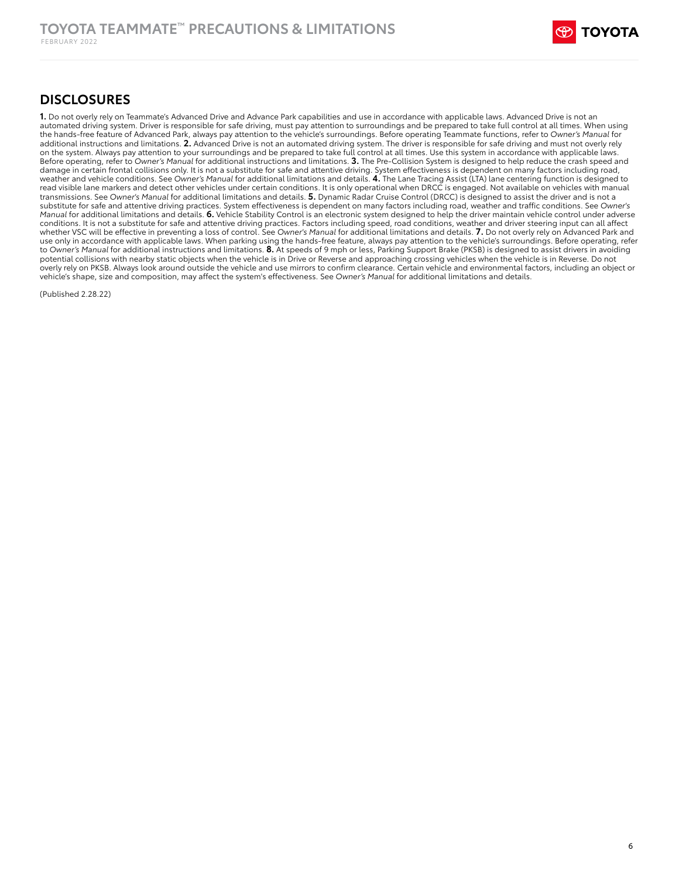## DISCLOSURES

**1.** Do not overly rely on Teammate's Advanced Drive and Advance Park capabilities and use in accordance with applicable laws. Advanced Drive is not an automated driving system. Driver is responsible for safe driving, must pay attention to surroundings and be prepared to take full control at all times. When using the hands-free feature of Advanced Park, always pay attention to the vehicle's surroundings. Before operating Teammate functions, refer to *Owner's Manual* for additional instructions and limitations. **2.** Advanced Drive is not an automated driving system. The driver is responsible for safe driving and must not overly rely on the system. Always pay attention to your surroundings and be prepared to take full control at all times. Use this system in accordance with applicable laws. Before operating, refer to *Owner's Manual* for additional instructions and limitations. **3.** The Pre-Collision System is designed to help reduce the crash speed and damage in certain frontal collisions only. It is not a substitute for safe and attentive driving. System effectiveness is dependent on many factors including road, weather and vehicle conditions. See *Owner's Manual* for additional limitations and details. **4.** The Lane Tracing Assist (LTA) lane centering function is designed to read visible lane markers and detect other vehicles under certain conditions. It is only operational when DRCC is engaged. Not available on vehicles with manual transmissions. See *Owner's Manual* for additional limitations and details. **5.** Dynamic Radar Cruise Control (DRCC) is designed to assist the driver and is not a substitute for safe and attentive driving practices. System effectiveness is dependent on many factors including road, weather and traffic conditions. See *Owner's Manual* for additional limitations and details. **6.** Vehicle Stability Control is an electronic system designed to help the driver maintain vehicle control under adverse conditions. It is not a substitute for safe and attentive driving practices. Factors including speed, road conditions, weather and driver steering input can all affect whether VSC will be effective in preventing a loss of control. See *Owner's Manual* for additional limitations and details. **7.** Do not overly rely on Advanced Park and use only in accordance with applicable laws. When parking using the hands-free feature, always pay attention to the vehicle's surroundings. Before operating, refer to *Owner's Manual* for additional instructions and limitations. **8.** At speeds of 9 mph or less, Parking Support Brake (PKSB) is designed to assist drivers in avoiding potential collisions with nearby static objects when the vehicle is in Drive or Reverse and approaching crossing vehicles when the vehicle is in Reverse. Do not overly rely on PKSB. Always look around outside the vehicle and use mirrors to confirm clearance. Certain vehicle and environmental factors, including an object or vehicle's shape, size and composition, may affect the system's effectiveness. See *Owner's Manual* for additional limitations and details.

(Published 2.28.22)